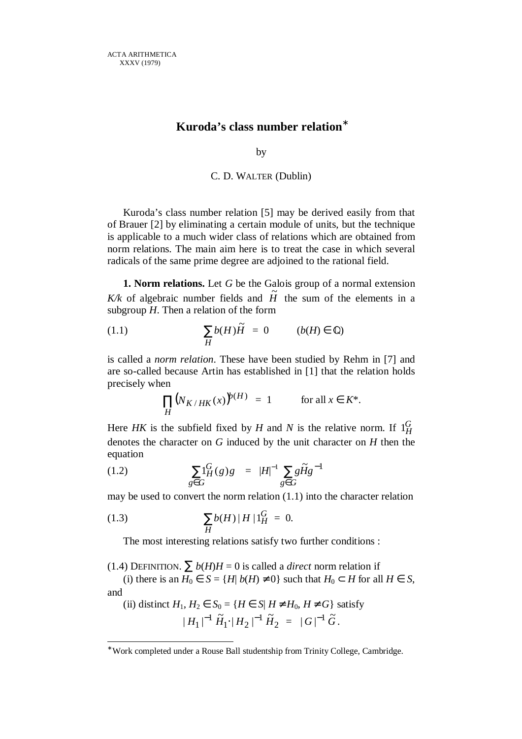ACTA ARITHMETICA
XXXV (1979)

# Kuroda's class number relation*

by

C. D. WALTER (Dublin)

Kuroda's class number relation [5] may be derived easily from that of Brauer [2] by eliminating a certain module of units, but the technique is applicable to a much wider class of relations which are obtained from norm relations. The main aim here is to treat the case in which several radicals of the same prime degree are adjoined to the rational field.

**1. Norm relations.** Let $G$ be the Galois group of a normal extension $K/k$ of algebraic number fields and $\tilde{H}$ the sum of the elements in a subgroup $H$. Then a relation of the form

$$\sum_H b(H)\tilde{H} = 0 \qquad (b(H) \in \mathbb{Q}) \tag{1.1}$$

is called a *norm relation*. These have been studied by Rehm in [7] and are so-called because Artin has established in [1] that the relation holds precisely when

$$\prod_H \left(N_{K/HK}(x)\right)^{b(H)} = 1 \qquad \text{for all } x \in K^*.$$

Here $HK$ is the subfield fixed by $H$ and $N$ is the relative norm. If $1_H^G$ denotes the character on $G$ induced by the unit character on $H$ then the equation

$$\sum_{g\in G} 1_H^G(g)g = |H|^{-1} \sum_{g\in G} g\tilde{H}g^{-1} \tag{1.2}$$

may be used to convert the norm relation (1.1) into the character relation

$$\sum_H b(H)\,|H|\,1_H^G = 0. \tag{1.3}$$

The most interesting relations satisfy two further conditions :

(1.4) DEFINITION. $\sum b(H)H = 0$ is called a *direct* norm relation if

(i) there is an $H_0 \in S = \{H|\ b(H) \neq 0\}$ such that $H_0 \subset H$ for all $H \in S$, and

(ii) distinct $H_1, H_2 \in S_0 = \{H \in S|\ H \neq H_0, H \neq G\}$ satisfy

$$|H_1|^{-1}\tilde{H}_1 \cdot |H_2|^{-1}\tilde{H}_2 = |G|^{-1}\tilde{G}.$$

*Work completed under a Rouse Ball studentship from Trinity College, Cambridge.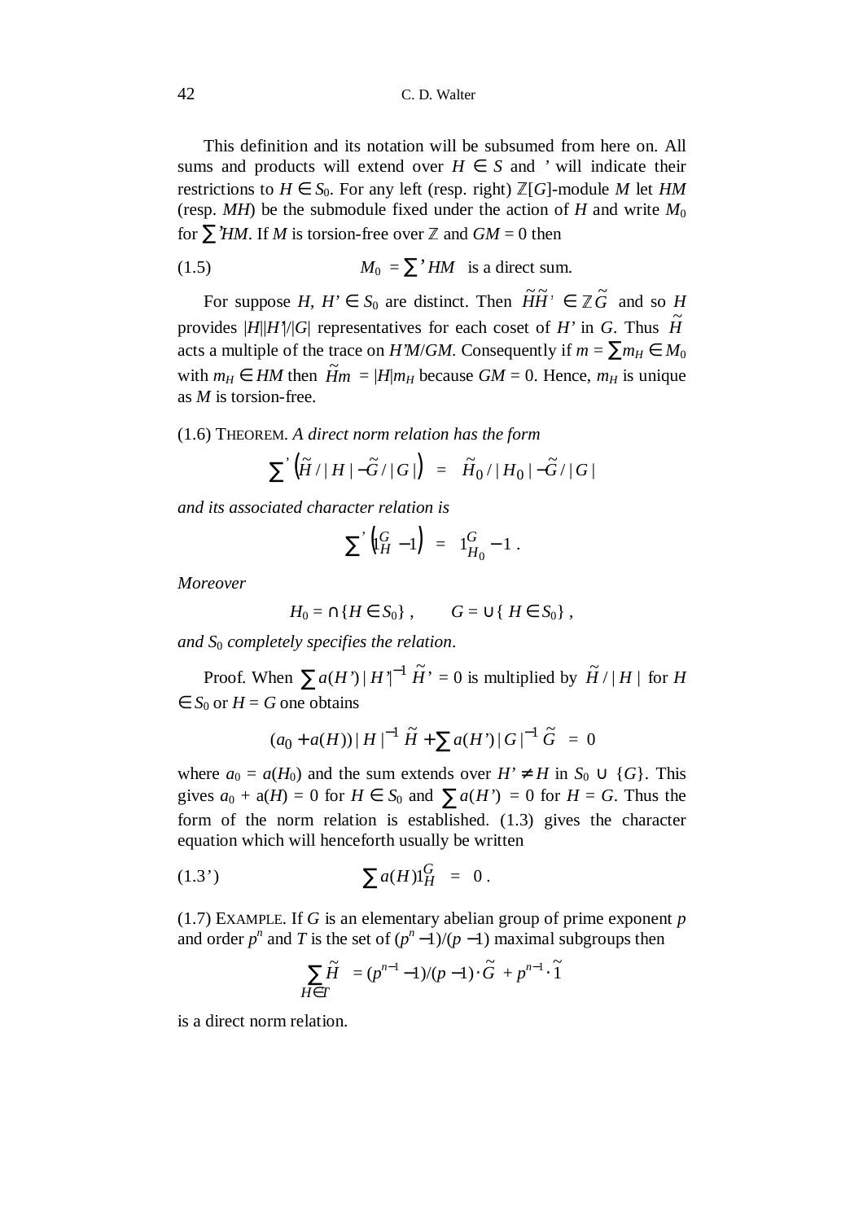This definition and its notation will be subsumed from here on. All sums and products will extend over $H \in S$ and $'$ will indicate their restrictions to $H \in S_0$. For any left (resp. right) $\mathbb{Z}[G]$-module $M$ let $HM$ (resp. $MH$) be the submodule fixed under the action of $H$ and write $M_0$ for $\sum' HM$. If $M$ is torsion-free over $\mathbb{Z}$ and $GM = 0$ then

$$(1.5) \qquad M_0 = \sum{}' HM \quad \text{is a direct sum.}$$

For suppose $H, H' \in S_0$ are distinct. Then $\tilde{H}\tilde{H}' \in \mathbb{Z}\tilde{G}$ and so $H$ provides $|H||H'|/|G|$ representatives for each coset of $H'$ in $G$. Thus $\tilde{H}$ acts a multiple of the trace on $H'M/GM$. Consequently if $m = \sum m_H \in M_0$ with $m_H \in HM$ then $\tilde{H}m = |H|m_H$ because $GM = 0$. Hence, $m_H$ is unique as $M$ is torsion-free.

(1.6) THEOREM. *A direct norm relation has the form*

$$\sum{}' \left( \tilde{H}/|H| - \tilde{G}/|G| \right) = \tilde{H}_0/|H_0| - \tilde{G}/|G|$$

*and its associated character relation is*

$$\sum{}' \left( 1_H^G - 1 \right) = 1_{H_0}^G - 1 \, .$$

*Moreover*

$$H_0 = \cap \{ H \in S_0 \} , \qquad G = \cup \{ H \in S_0 \} ,$$

*and $S_0$ completely specifies the relation*.

Proof. When $\sum a(H')|H'|^{-1}\tilde{H}' = 0$ is multiplied by $\tilde{H}/|H|$ for $H \in S_0$ or $H = G$ one obtains

$$(a_0 + a(H))|H|^{-1}\tilde{H} + \sum a(H')|G|^{-1}\tilde{G} = 0$$

where $a_0 = a(H_0)$ and the sum extends over $H' \neq H$ in $S_0 \cup \{G\}$. This gives $a_0 + a(H) = 0$ for $H \in S_0$ and $\sum a(H') = 0$ for $H = G$. Thus the form of the norm relation is established. (1.3) gives the character equation which will henceforth usually be written

$$(1.3') \qquad \sum a(H) 1_H^G = 0 \, .$$

(1.7) EXAMPLE. If $G$ is an elementary abelian group of prime exponent $p$ and order $p^n$ and $T$ is the set of $(p^n - 1)/(p - 1)$ maximal subgroups then

$$\sum_{H \in T} \tilde{H} = (p^{n-1} - 1)/(p-1) \cdot \tilde{G} + p^{n-1} \cdot \tilde{1}$$

is a direct norm relation.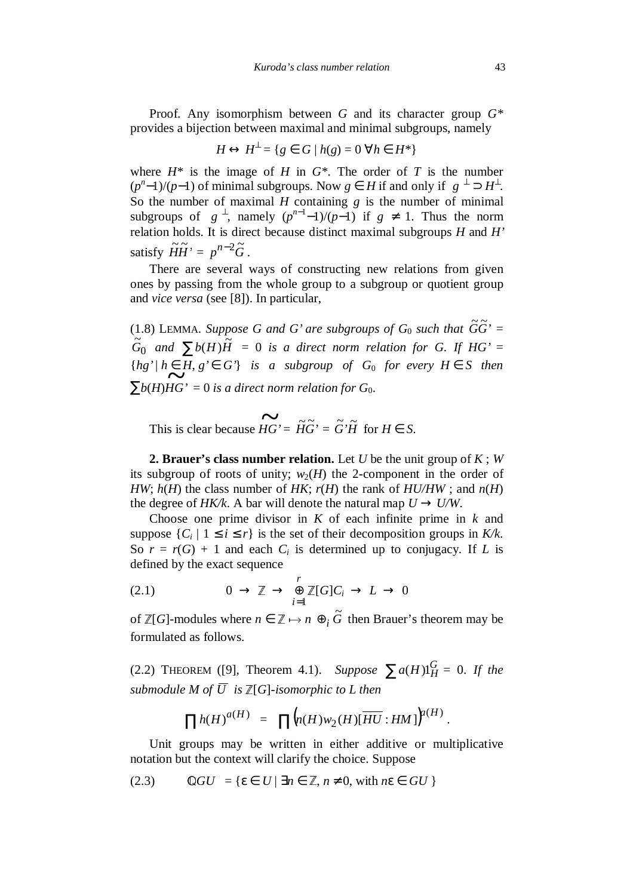Proof. Any isomorphism between $G$ and its character group $G^*$ provides a bijection between maximal and minimal subgroups, namely

$$H \leftrightarrow H^{\perp} = \{g \in G \mid h(g) = 0 \; \forall h \in H^*\}$$

where $H^*$ is the image of $H$ in $G^*$. The order of $T$ is the number $(p^n-1)/(p-1)$ of minimal subgroups. Now $g \in H$ if and only if $\langle g \rangle^{\perp} \supset H^{\perp}$. So the number of maximal $H$ containing $g$ is the number of minimal subgroups of $\langle g \rangle^{\perp}$, namely $(p^{n-1}-1)/(p-1)$ if $g \neq 1$. Thus the norm relation holds. It is direct because distinct maximal subgroups $H$ and $H'$ satisfy $\tilde{H}\tilde{H}' = p^{n-2}\tilde{G}$.

There are several ways of constructing new relations from given ones by passing from the whole group to a subgroup or quotient group and *vice versa* (see [8]). In particular,

(1.8) LEMMA. *Suppose $G$ and $G'$ are subgroups of $G_0$ such that $\tilde{G}\tilde{G}' = \tilde{G}_0$ and $\sum b(H)\tilde{H} = 0$ is a direct norm relation for $G$. If $HG' = \{hg' \mid h \in H, g' \in G'\}$ is a subgroup of $G_0$ for every $H \in S$ then $\sum b(H)\widetilde{HG'} = 0$ is a direct norm relation for $G_0$.*

This is clear because $\widetilde{HG'} = \tilde{H}\tilde{G}' = \tilde{G}'\tilde{H}$ for $H \in S$.

**2. Brauer's class number relation.** Let $U$ be the unit group of $K$ ; $W$ its subgroup of roots of unity; $w_2(H)$ the 2-component in the order of $HW$; $h(H)$ the class number of $HK$; $r(H)$ the rank of $HU/HW$ ; and $n(H)$ the degree of $HK/k$. A bar will denote the natural map $U \to U/W$.

Choose one prime divisor in $K$ of each infinite prime in $k$ and suppose $\{C_i \mid 1 \leq i \leq r\}$ is the set of their decomposition groups in $K/k$. So $r = r(G) + 1$ and each $C_i$ is determined up to conjugacy. If $L$ is defined by the exact sequence

$$(2.1) \qquad 0 \to \mathbb{Z} \to \bigoplus_{i=1}^{r} \mathbb{Z}[G]C_i \to L \to 0$$

of $\mathbb{Z}[G]$-modules where $n \in \mathbb{Z} \mapsto n \oplus_i \tilde{G}$ then Brauer's theorem may be formulated as follows.

(2.2) THEOREM ([9], Theorem 4.1). *Suppose $\sum a(H)1_H^G = 0$. If the submodule $M$ of $\overline{U}$ is $\mathbb{Z}[G]$-isomorphic to $L$ then*

$$\prod h(H)^{a(H)} = \prod \left(n(H)w_2(H)[\overline{HU} : HM]\right)^{a(H)}.$$

Unit groups may be written in either additive or multiplicative notation but the context will clarify the choice. Suppose

$$(2.3) \qquad \mathbb{Q}GU = \{\varepsilon \in U \mid \exists n \in \mathbb{Z},\, n \neq 0, \text{ with } n\varepsilon \in GU\}$$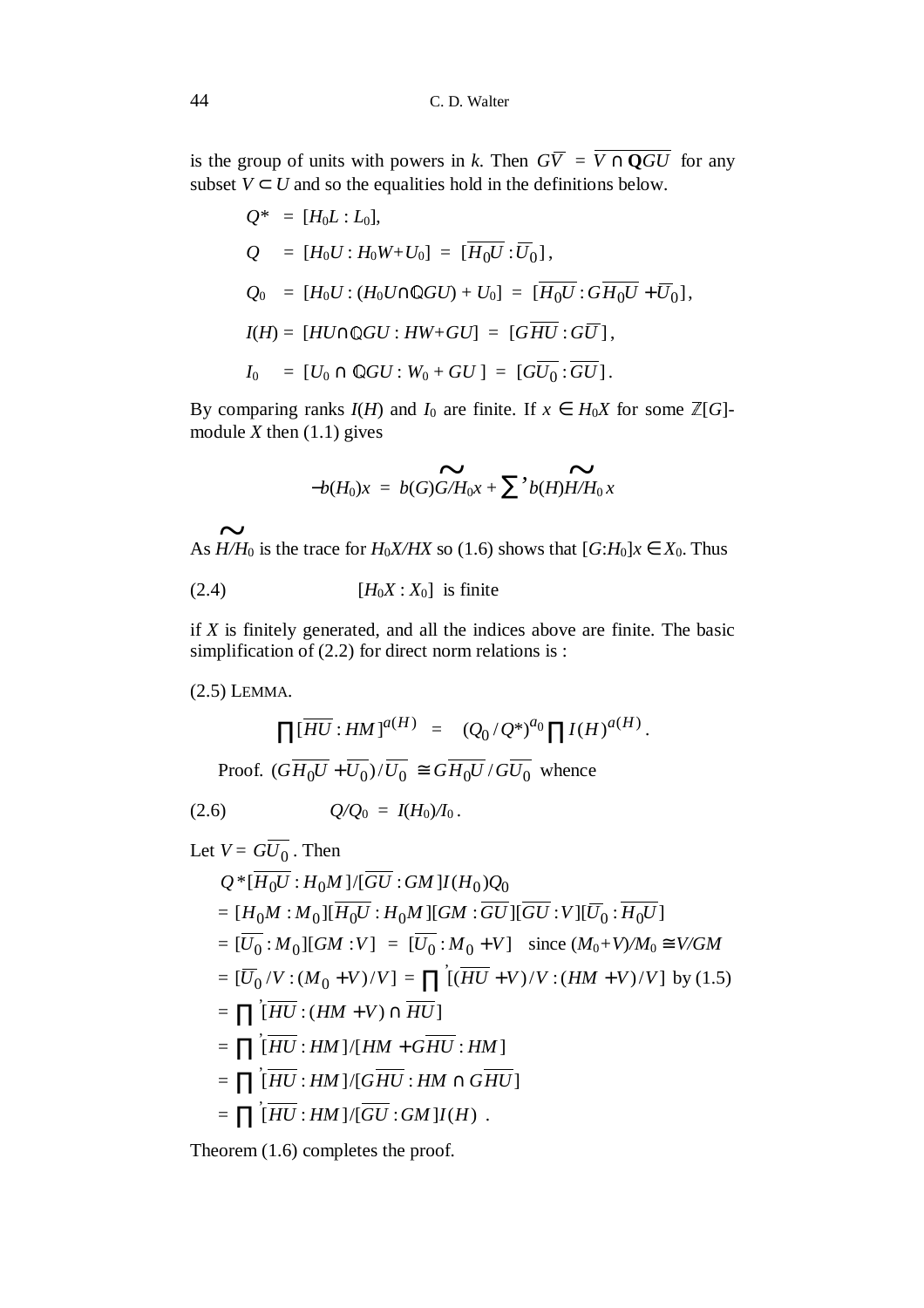is the group of units with powers in $k$. Then $G\overline{V} = \overline{V \cap \mathbf{Q}GU}$ for any subset $V \subset U$ and so the equalities hold in the definitions below.

$$
\begin{aligned}
Q^* &= [H_0L : L_0],\\
Q &= [H_0U : H_0W{+}U_0] = [\overline{H_0U} : \overline{U}_0],\\
Q_0 &= [H_0U : (H_0U{\cap}\mathbb{Q}GU) + U_0] = [\overline{H_0U} : G\overline{H_0U} + \overline{U}_0],\\
I(H) &= [HU{\cap}\mathbb{Q}GU : HW{+}GU] = [G\overline{HU} : G\overline{U}],\\
I_0 &= [U_0 \cap \mathbb{Q}GU : W_0 + GU] = [G\overline{U_0} : \overline{GU}].
\end{aligned}
$$

By comparing ranks $I(H)$ and $I_0$ are finite. If $x \in H_0X$ for some $\mathbb{Z}[G]$-module $X$ then (1.1) gives

$$
-b(H_0)x = b(G)\widetilde{G/H_0}x + \sum{}' b(H)\widetilde{H/H_0}\,x
$$

As $\widetilde{H/H_0}$ is the trace for $H_0X/HX$ so (1.6) shows that $[G{:}H_0]x \in X_0$. Thus

(2.4) $\qquad [H_0X : X_0]$ is finite

if $X$ is finitely generated, and all the indices above are finite. The basic simplification of (2.2) for direct norm relations is :

(2.5) LEMMA.

$$
\prod [\overline{HU} : HM]^{a(H)} = (Q_0/Q^*)^{a_0} \prod I(H)^{a(H)}.
$$

Proof. $(G\overline{H_0U} + \overline{U}_0)/\overline{U_0} \cong G\overline{H_0U}/G\overline{U_0}$ whence

(2.6) $\qquad Q/Q_0 = I(H_0)/I_0$.

Let $V = G\overline{U_0}$. Then

$$
\begin{aligned}
&Q^*[\overline{H_0U} : H_0M]/[\overline{GU} : GM]I(H_0)Q_0\\
&= [H_0M : M_0][\overline{H_0U} : H_0M][GM : \overline{GU}][\overline{GU} : V][\overline{U}_0 : \overline{H_0U}]\\
&= [\overline{U}_0 : M_0][GM : V] = [\overline{U}_0 : M_0 + V] \quad \text{since } (M_0{+}V)/M_0 \cong V/GM\\
&= [\overline{U}_0/V : (M_0 + V)/V] = \prod{}' [(\overline{HU} + V)/V : (HM + V)/V] \text{ by (1.5)}\\
&= \prod{}' [\overline{HU} : (HM + V) \cap \overline{HU}]\\
&= \prod{}' [\overline{HU} : HM]/[HM + G\overline{HU} : HM]\\
&= \prod{}' [\overline{HU} : HM]/[G\overline{HU} : HM \cap G\overline{HU}]\\
&= \prod{}' [\overline{HU} : HM]/[\overline{GU} : GM]I(H)\ .
\end{aligned}
$$

Theorem (1.6) completes the proof.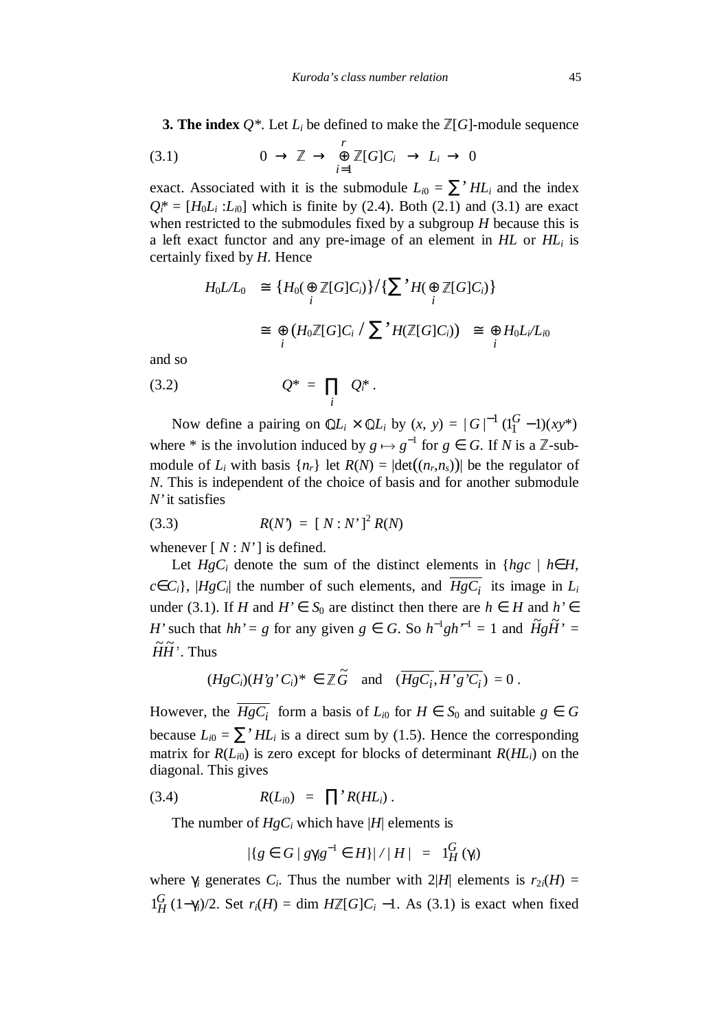**3. The index $Q^*$.** Let $L_i$ be defined to make the $\mathbb{Z}[G]$-module sequence

$$0 \;\to\; \mathbb{Z} \;\to\; \bigoplus_{i=1}^{r} \mathbb{Z}[G]C_i \;\to\; L_i \;\to\; 0 \tag{3.1}$$

exact. Associated with it is the submodule $L_{i0} = \sum{}' HL_i$ and the index $Q_i^* = [H_0L_i : L_{i0}]$ which is finite by (2.4). Both (2.1) and (3.1) are exact when restricted to the submodules fixed by a subgroup $H$ because this is a left exact functor and any pre-image of an element in $HL$ or $HL_i$ is certainly fixed by $H$. Hence

$$\begin{aligned} H_0L/L_0 &\cong \{H_0(\bigoplus_i \mathbb{Z}[G]C_i)\}/\{\textstyle\sum{}' H(\bigoplus_i \mathbb{Z}[G]C_i)\} \\ &\cong \bigoplus_i \left(H_0\mathbb{Z}[G]C_i \,/\, \textstyle\sum{}' H(\mathbb{Z}[G]C_i)\right) \;\cong\; \bigoplus_i H_0L_i/L_{i0} \end{aligned}$$

and so

$$Q^* \;=\; \prod_i \; Q_i^* \,. \tag{3.2}$$

Now define a pairing on $\mathbb{Q}L_i \times \mathbb{Q}L_i$ by $(x, y) = |G|^{-1}(1_1^G - 1)(xy^*)$ where $*$ is the involution induced by $g \mapsto g^{-1}$ for $g \in G$. If $N$ is a $\mathbb{Z}$-submodule of $L_i$ with basis $\{n_r\}$ let $R(N) = |\det((n_r, n_s))|$ be the regulator of $N$. This is independent of the choice of basis and for another submodule $N'$ it satisfies

$$R(N') \;=\; [\,N : N'\,]^2\, R(N) \tag{3.3}$$

whenever $[\,N : N'\,]$ is defined.

Let $HgC_i$ denote the sum of the distinct elements in $\{hgc \mid h \in H, c \in C_i\}$, $|HgC_i|$ the number of such elements, and $\overline{HgC_i}$ its image in $L_i$ under (3.1). If $H$ and $H' \in S_0$ are distinct then there are $h \in H$ and $h' \in H'$ such that $hh' = g$ for any given $g \in G$. So $h^{-1}gh'^{-1} = 1$ and $\tilde{H}g\tilde{H}' = \tilde{H}\tilde{H}'$. Thus

$$(HgC_i)(H'g'C_i)^* \in \mathbb{Z}\tilde{G} \quad \text{and} \quad (\overline{HgC_i}, \overline{H'g'C_i}) = 0\,.$$

However, the $\overline{HgC_i}$ form a basis of $L_{i0}$ for $H \in S_0$ and suitable $g \in G$ because $L_{i0} = \sum{}' HL_i$ is a direct sum by (1.5). Hence the corresponding matrix for $R(L_{i0})$ is zero except for blocks of determinant $R(HL_i)$ on the diagonal. This gives

$$R(L_{i0}) \;=\; \textstyle\prod{}' R(HL_i)\,. \tag{3.4}$$

The number of $HgC_i$ which have $|H|$ elements is

$$|\{g \in G \mid g\gamma_i g^{-1} \in H\}| \,/\, |H| \;=\; 1_H^G(\gamma_i)$$

where $\gamma_i$ generates $C_i$. Thus the number with $2|H|$ elements is $r_{2i}(H) = 1_H^G(1-\gamma_i)/2$. Set $r_i(H) = \dim H\mathbb{Z}[G]C_i - 1$. As (3.1) is exact when fixed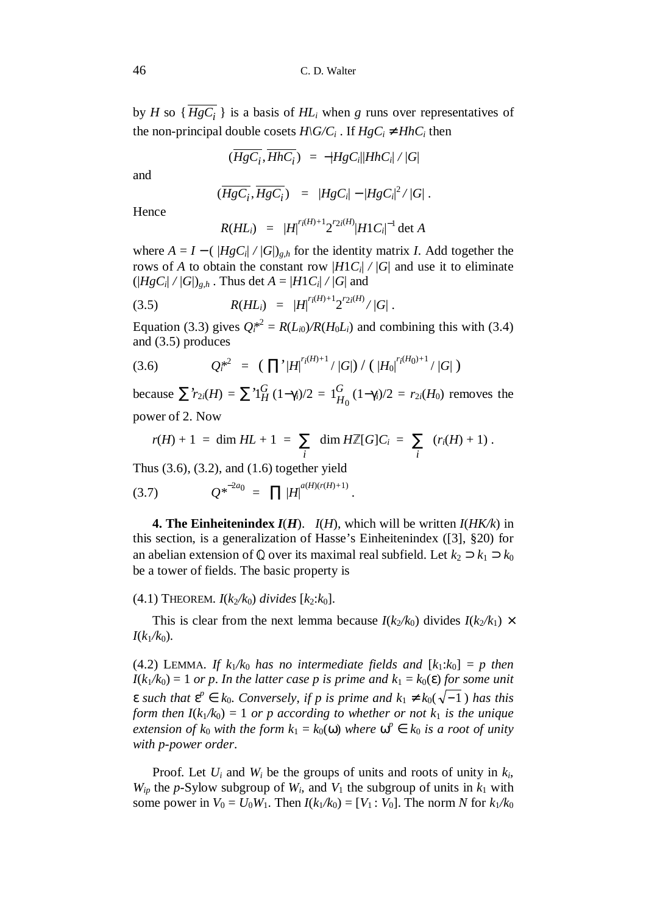by $H$ so $\{\overline{HgC_i}\}$ is a basis of $HL_i$ when $g$ runs over representatives of the non-principal double cosets $H\backslash G/C_i$ . If $HgC_i \neq HhC_i$ then

$$(\overline{HgC_i}, \overline{HhC_i}) \;=\; -|HgC_i||HhC_i| \,/\, |G|$$

and

$$(\overline{HgC_i}, \overline{HgC_i}) \;=\; |HgC_i| - |HgC_i|^2 / |G| \,.$$

Hence

$$R(HL_i) \;=\; |H|^{r_i(H)+1} 2^{r_{2i}(H)} |H1C_i|^{-1} \det A$$

where $A = I - (\,|HgC_i| \,/\, |G|)_{g,h}$ for the identity matrix $I$. Add together the rows of $A$ to obtain the constant row $|H1C_i| \,/\, |G|$ and use it to eliminate $(|HgC_i| \,/\, |G|)_{g,h}$ . Thus $\det A = |H1C_i| \,/\, |G|$ and

$$\text{(3.5)} \qquad R(HL_i) \;=\; |H|^{r_i(H)+1} 2^{r_{2i}(H)} / \,|G| \,.$$

Equation (3.3) gives $Q_i^{*2} = R(L_{i0})/R(H_0L_i)$ and combining this with (3.4) and (3.5) produces

$$\text{(3.6)} \qquad Q_i^{*2} \;=\; \big(\textstyle\prod' |H|^{r_i(H)+1} / \,|G|\big) \,/\, \big(\,|H_0|^{r_i(H_0)+1} / \,|G|\,\big)$$

because $\sum' r_{2i}(H) = \sum' 1_H^G\,(1-\gamma_i)/2 \;=\; 1_{H_0}^G\,(1-\gamma_i)/2 \;=\; r_{2i}(H_0)$ removes the power of 2. Now

$$r(H) + 1 \;=\; \dim HL + 1 \;=\; \sum_i \;\dim H\mathbb{Z}[G]C_i \;=\; \sum_i \;\,(r_i(H) + 1) \,.$$

Thus (3.6), (3.2), and (1.6) together yield

$$\text{(3.7)} \qquad Q^{*\,-2a_0} \;=\; \prod \,|H|^{a(H)(r(H)+1)} \,.$$

**4. The Einheitenindex $I(H)$.** $I(H)$, which will be written $I(HK/k)$ in this section, is a generalization of Hasse's Einheitenindex ([3], §20) for an abelian extension of $\mathbb{Q}$ over its maximal real subfield. Let $k_2 \supset k_1 \supset k_0$ be a tower of fields. The basic property is

(4.1) THEOREM. *$I(k_2/k_0)$ divides $[k_2{:}k_0]$.*

This is clear from the next lemma because $I(k_2/k_0)$ divides $I(k_2/k_1) \times I(k_1/k_0)$.

(4.2) LEMMA. *If $k_1/k_0$ has no intermediate fields and $[k_1{:}k_0] = p$ then $I(k_1/k_0) = 1$ or $p$. In the latter case $p$ is prime and $k_1 = k_0(\varepsilon)$ for some unit $\varepsilon$ such that $\varepsilon^p \in k_0$. Conversely, if $p$ is prime and $k_1 \neq k_0(\sqrt{-1}\,)$ has this form then $I(k_1/k_0) = 1$ or $p$ according to whether or not $k_1$ is the unique extension of $k_0$ with the form $k_1 = k_0(\omega)$ where $\omega^p \in k_0$ is a root of unity with $p$-power order.*

Proof. Let $U_i$ and $W_i$ be the groups of units and roots of unity in $k_i$, $W_{ip}$ the $p$-Sylow subgroup of $W_i$, and $V_1$ the subgroup of units in $k_1$ with some power in $V_0 = U_0W_1$. Then $I(k_1/k_0) = [V_1 : V_0]$. The norm $N$ for $k_1/k_0$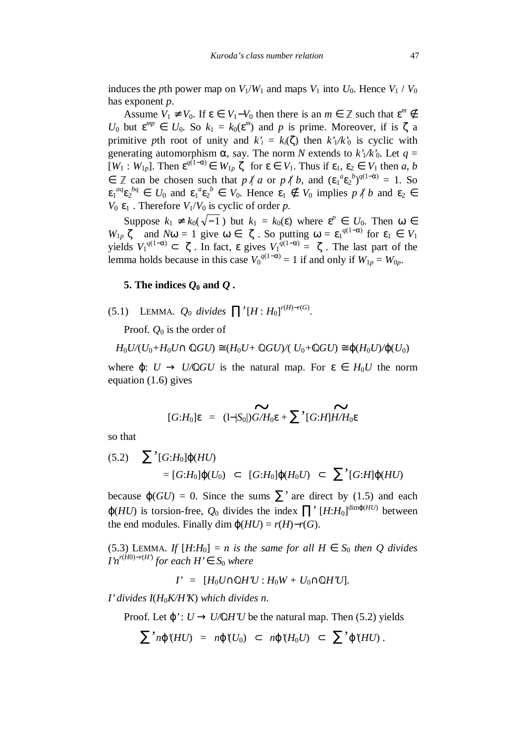induces the $p$th power map on $V_1/W_1$ and maps $V_1$ into $U_0$. Hence $V_1 / V_0$ has exponent $p$.

Assume $V_1 \neq V_0$. If $\varepsilon \in V_1 - V_0$ then there is an $m \in \mathbb{Z}$ such that $\varepsilon^m \notin U_0$ but $\varepsilon^{mp} \in U_0$. So $k_1 = k_0(\varepsilon^m)$ and $p$ is prime. Moreover, if is $\zeta$ a primitive $p$th root of unity and $k'_i = k_i(\zeta)$ then $k'_1/k'_0$ is cyclic with generating automorphism $\alpha$, say. The norm $N$ extends to $k'_1/k'_0$. Let $q = [W_1 : W_{1p}]$. Then $\varepsilon^{q(1-\alpha)} \in W_{1p}\langle\zeta\rangle$ for $\varepsilon \in V_1$. Thus if $\varepsilon_1, \varepsilon_2 \in V_1$ then $a$, $b \in \mathbb{Z}$ can be chosen such that $p \nmid a$ or $p \nmid b$, and $(\varepsilon_1^a\varepsilon_2^b)^{q(1-\alpha)} = 1$. So $\varepsilon_1^{aq}\varepsilon_2^{bq} \in U_0$ and $\varepsilon_1^a\varepsilon_2^b \in V_0$. Hence $\varepsilon_1 \notin V_0$ implies $p \nmid b$ and $\varepsilon_2 \in V_0\langle\varepsilon_1\rangle$. Therefore $V_1/V_0$ is cyclic of order $p$.

Suppose $k_1 \neq k_0(\sqrt{-1})$ but $k_1 = k_0(\varepsilon)$ where $\varepsilon^p \in U_0$. Then $\omega \in W_{1p}\langle\zeta\rangle$ and $N\omega = 1$ give $\omega \in \langle\zeta\rangle$. So putting $\omega = \varepsilon_1^{q(1-\alpha)}$ for $\varepsilon_1 \in V_1$ yields $V_1^{q(1-\alpha)} \subset \langle\zeta\rangle$. In fact, $\varepsilon$ gives $V_1^{q(1-\alpha)} = \langle\zeta\rangle$. The last part of the lemma holds because in this case $V_0^{q(1-\alpha)} = 1$ if and only if $W_{1p} = W_{0p}$.

## 5. The indices $Q_0$ and $Q$.

(5.1) LEMMA. *$Q_0$ divides $\prod'[H : H_0]^{r(H)-r(G)}$.*

Proof. $Q_0$ is the order of

$$H_0U/(U_0+H_0U\cap \mathbb{Q}GU) \cong (H_0U+ \mathbb{Q}GU)/( U_0+\mathbb{Q}GU) \cong \varphi(H_0U)/\varphi(U_0)$$

where $\varphi$: $U \to U/\mathbb{Q}GU$ is the natural map. For $\varepsilon \in H_0U$ the norm equation (1.6) gives

$$[G{:}H_0]\varepsilon \;=\; (1-|S_0|)\widetilde{G/H_0}\varepsilon + \sum{}'[G{:}H]\widetilde{H/H_0}\varepsilon$$

so that

$$\text{(5.2)}\quad \sum{}'[G{:}H_0]\varphi(HU)$$
$$= [G{:}H_0]\varphi(U_0) \;\subset\; [G{:}H_0]\varphi(H_0U) \;\subset\; \sum{}'[G{:}H]\varphi(HU)$$

because $\varphi(GU) = 0$. Since the sums $\sum'$ are direct by (1.5) and each $\varphi(HU)$ is torsion-free, $Q_0$ divides the index $\prod'[H{:}H_0]^{\dim\varphi(HU)}$ between the end modules. Finally $\dim\varphi(HU) = r(H)-r(G)$.

(5.3) LEMMA. *If $[H{:}H_0] = n$ is the same for all $H \in S_0$ then $Q$ divides $I'n^{r(H0)-r(H')}$ for each $H' \in S_0$ where*

$$I' \;=\; [H_0U\cap\mathbb{Q}H'U : H_0W + U_0\cap\mathbb{Q}H'U].$$

*$I'$ divides $I(H_0K/H'K)$ which divides $n$.*

Proof. Let $\varphi'$: $U \to U/\mathbb{Q}H'U$ be the natural map. Then (5.2) yields

$$\sum{}'n\varphi'(HU) \;=\; n\varphi'(U_0) \;\subset\; n\varphi'(H_0U) \;\subset\; \sum{}'\varphi'(HU)\,.$$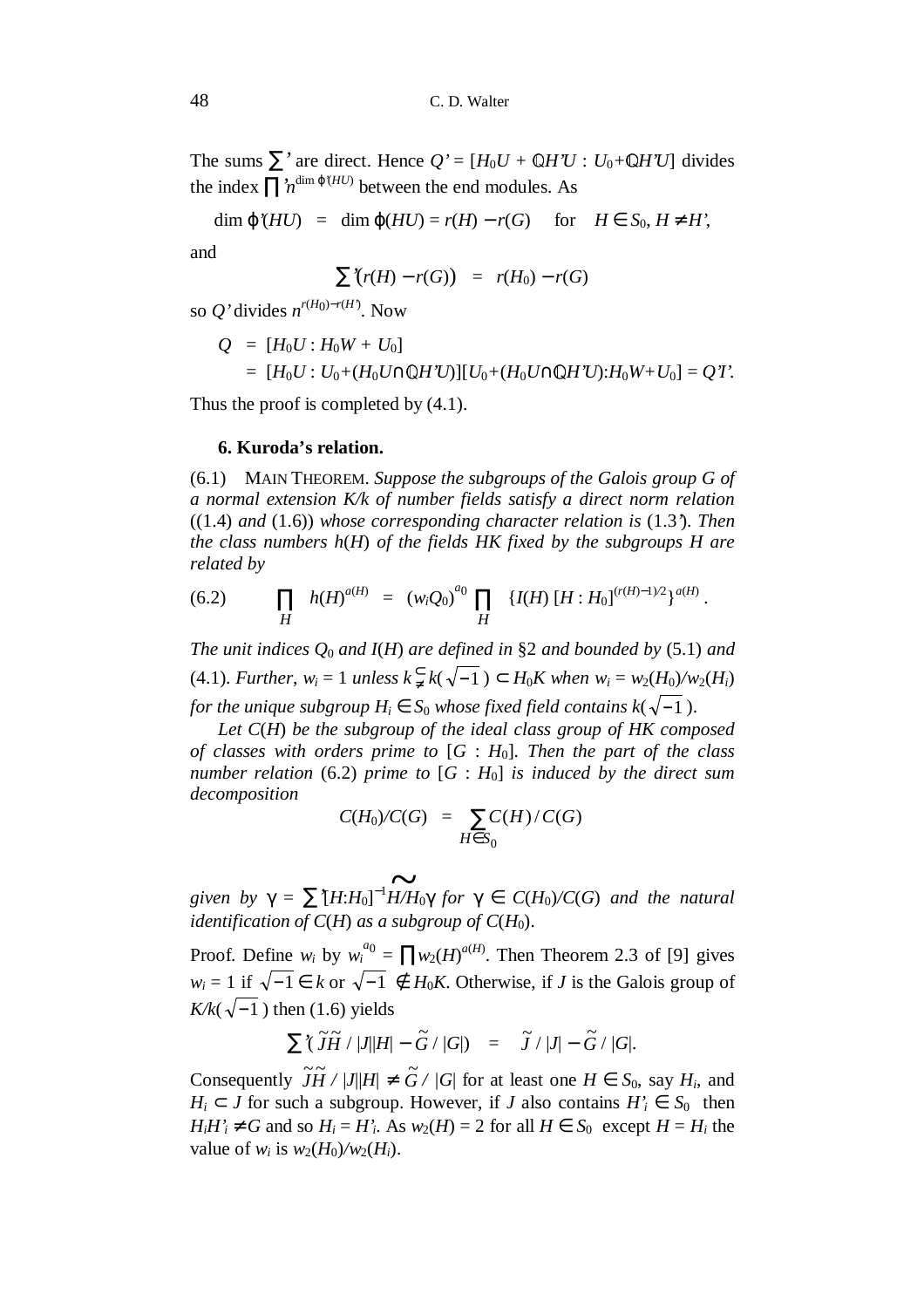The sums $\sum'$ are direct. Hence $Q' = [H_0U + \mathbb{Q}H'U : U_0 + \mathbb{Q}H'U]$ divides the index $\prod' n^{\dim \varphi'(HU)}$ between the end modules. As

$$\dim \varphi'(HU) \;=\; \dim \varphi(HU) = r(H) - r(G) \quad \text{for} \quad H \in S_0,\, H \neq H',$$

and

$$\sum{}'\bigl(r(H) - r(G)\bigr) \;=\; r(H_0) - r(G)$$

so $Q'$ divides $n^{r(H_0)-r(H')}$. Now

$$\begin{aligned} Q &= [H_0U : H_0W + U_0] \\ &= [H_0U : U_0 + (H_0U \cap \mathbb{Q}H'U)][U_0 + (H_0U \cap \mathbb{Q}H'U) : H_0W + U_0] = Q'I'. \end{aligned}$$

Thus the proof is completed by (4.1).

### 6. Kuroda's relation.

(6.1) MAIN THEOREM. *Suppose the subgroups of the Galois group $G$ of a normal extension $K/k$ of number fields satisfy a direct norm relation* ((1.4) *and* (1.6)) *whose corresponding character relation is* (1.3'). *Then the class numbers $h(H)$ of the fields $HK$ fixed by the subgroups $H$ are related by*

$$(6.2) \qquad \prod_H h(H)^{a(H)} \;=\; (w_iQ_0)^{a_0} \prod_H \{I(H)\,[H : H_0]^{(r(H)-1)/2}\}^{a(H)}.$$

*The unit indices $Q_0$ and $I(H)$ are defined in* §2 *and bounded by* (5.1) *and* (4.1). *Further, $w_i = 1$ unless $k \subsetneq k(\sqrt{-1}) \subset H_0K$ when $w_i = w_2(H_0)/w_2(H_i)$ for the unique subgroup $H_i \in S_0$ whose fixed field contains $k(\sqrt{-1})$.*

*Let $C(H)$ be the subgroup of the ideal class group of $HK$ composed of classes with orders prime to $[G : H_0]$. Then the part of the class number relation* (6.2) *prime to $[G : H_0]$ is induced by the direct sum decomposition*

$$C(H_0)/C(G) \;=\; \sum_{H \in S_0} C(H)/C(G)$$

*given by $\gamma = \sum' [H{:}H_0]^{-1}\widetilde{H/H_0}\gamma$ for $\gamma \in C(H_0)/C(G)$ and the natural identification of $C(H)$ as a subgroup of $C(H_0)$.*

Proof. Define $w_i$ by $w_i^{a_0} = \prod w_2(H)^{a(H)}$. Then Theorem 2.3 of [9] gives $w_i = 1$ if $\sqrt{-1} \in k$ or $\sqrt{-1} \notin H_0K$. Otherwise, if $J$ is the Galois group of $K/k(\sqrt{-1})$ then (1.6) yields

$$\sum{}'(\tilde{J}\tilde{H}/|J||H| - \tilde{G}/|G|) \;=\; \tilde{J}/|J| - \tilde{G}/|G|.$$

Consequently $\tilde{J}\tilde{H}/|J||H| \neq \tilde{G}/|G|$ for at least one $H \in S_0$, say $H_i$, and $H_i \subset J$ for such a subgroup. However, if $J$ also contains $H'_i \in S_0$ then $H_iH'_i \neq G$ and so $H_i = H'_i$. As $w_2(H) = 2$ for all $H \in S_0$ except $H = H_i$ the value of $w_i$ is $w_2(H_0)/w_2(H_i)$.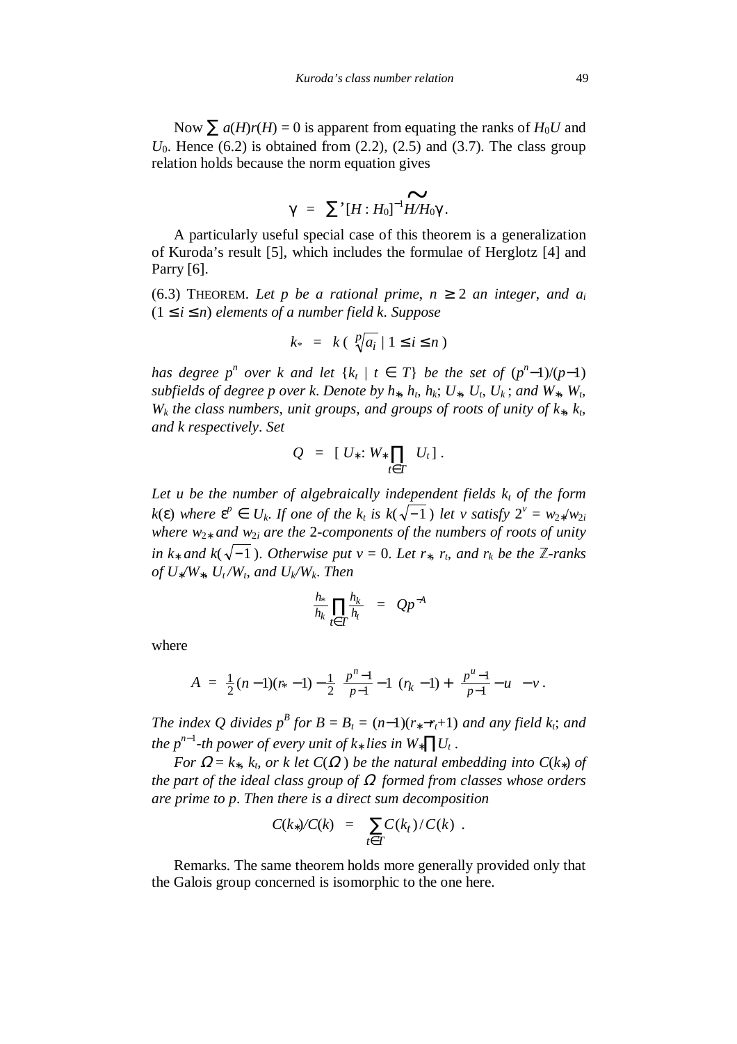Now $\sum a(H)r(H) = 0$ is apparent from equating the ranks of $H_0U$ and $U_0$. Hence (6.2) is obtained from (2.2), (2.5) and (3.7). The class group relation holds because the norm equation gives

$$\gamma \;=\; \sum{}'\,[H : H_0]^{-1}\widetilde{H/H_0}\gamma\,.$$

A particularly useful special case of this theorem is a generalization of Kuroda's result [5], which includes the formulae of Herglotz [4] and Parry [6].

(6.3) THEOREM. *Let $p$ be a rational prime, $n \geq 2$ an integer, and $a_i$ $(1 \leq i \leq n)$ elements of a number field $k$. Suppose*

$$k_* \;=\; k\,(\,\sqrt[p]{a_i}\mid 1 \leq i \leq n\,)$$

*has degree $p^n$ over $k$ and let $\{k_t \mid t \in T\}$ be the set of $(p^n-1)/(p-1)$ subfields of degree $p$ over $k$. Denote by $h_*$, $h_t$, $h_k$; $U_*$, $U_t$, $U_k$; and $W_*$, $W_t$, $W_k$ the class numbers, unit groups, and groups of roots of unity of $k_*$, $k_t$, and $k$ respectively. Set*

$$Q \;=\; [\,U_*\colon W_*\prod_{t\in T} U_t\,]\,.$$

*Let $u$ be the number of algebraically independent fields $k_t$ of the form $k(\varepsilon)$ where $\varepsilon^p \in U_k$. If one of the $k_t$ is $k(\sqrt{-1})$ let $v$ satisfy $2^v = w_{2*}/w_{2i}$ where $w_{2*}$ and $w_{2i}$ are the 2-components of the numbers of roots of unity in $k_*$ and $k(\sqrt{-1})$. Otherwise put $v = 0$. Let $r_*$, $r_t$, and $r_k$ be the $\mathbb{Z}$-ranks of $U_*/W_*$, $U_t/W_t$, and $U_k/W_k$. Then*

$$\frac{h_*}{h_k}\prod_{t\in T}\frac{h_k}{h_t} \;=\; Qp^{-A}$$

where

$$A \;=\; \tfrac{1}{2}(n-1)(r_*-1) - \tfrac{1}{2}\left(\frac{p^n-1}{p-1} - 1\right)(r_k-1) + \left(\frac{p^u-1}{p-1} - u\right) - v\,.$$

*The index $Q$ divides $p^B$ for $B = B_t = (n-1)(r_* - r_t + 1)$ and any field $k_t$; and the $p^{n-1}$-th power of every unit of $k_*$ lies in $W_*\prod U_t$.*

*For $\Omega = k_*$, $k_t$, or $k$ let $C(\Omega)$ be the natural embedding into $C(k_*)$ of the part of the ideal class group of $\Omega$ formed from classes whose orders are prime to $p$. Then there is a direct sum decomposition*

$$C(k_*)/C(k) \;=\; \sum_{t\in T} C(k_t)/C(k)\,.$$

Remarks. The same theorem holds more generally provided only that the Galois group concerned is isomorphic to the one here.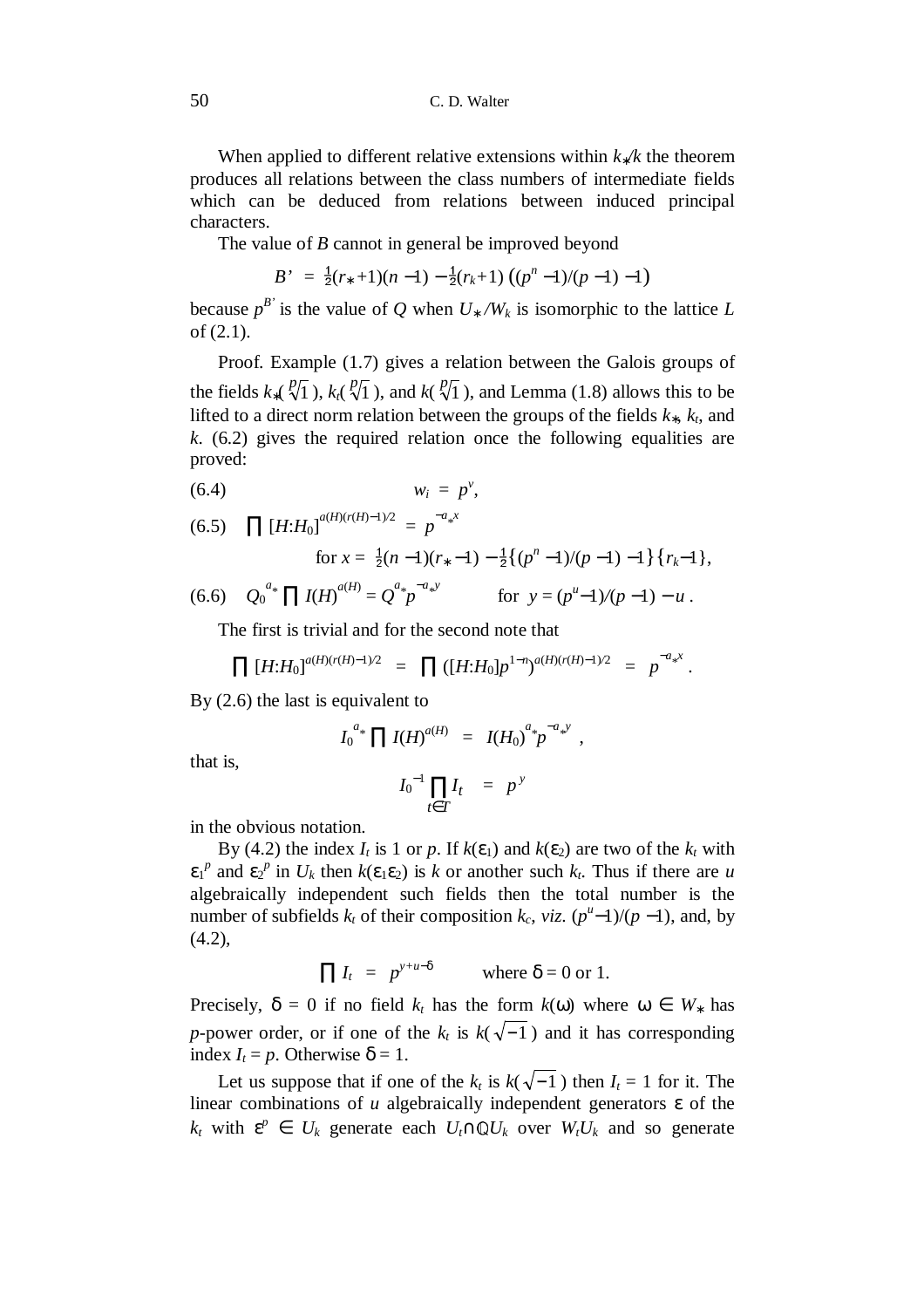When applied to different relative extensions within $k_*/k$ the theorem produces all relations between the class numbers of intermediate fields which can be deduced from relations between induced principal characters.

The value of $B$ cannot in general be improved beyond

$$B' = \tfrac{1}{2}(r_*+1)(n-1) - \tfrac{1}{2}(r_k+1)\left((p^n-1)/(p-1)-1\right)$$

because $p^{B'}$ is the value of $Q$ when $U_*/W_k$ is isomorphic to the lattice $L$ of (2.1).

Proof. Example (1.7) gives a relation between the Galois groups of the fields $k_*(\sqrt[p]{1})$, $k_t(\sqrt[p]{1})$, and $k(\sqrt[p]{1})$, and Lemma (1.8) allows this to be lifted to a direct norm relation between the groups of the fields $k_*$, $k_t$, and $k$. (6.2) gives the required relation once the following equalities are proved:

$$w_i = p^y, \tag{6.4}$$

$$\prod [H{:}H_0]^{a(H)(r(H)-1)/2} = p^{-a_* x} \tag{6.5}$$

$$\text{for } x = \tfrac{1}{2}(n-1)(r_*-1) - \tfrac{1}{2}\{(p^n-1)/(p-1)-1\}\{r_k-1\},$$

$$Q_0^{\,a_*}\prod I(H)^{a(H)} = Q^{a_*}p^{-a_* y} \qquad \text{for } y = (p^u-1)/(p-1) - u\,. \tag{6.6}$$

The first is trivial and for the second note that

$$\prod [H{:}H_0]^{a(H)(r(H)-1)/2} = \prod \left([H{:}H_0]p^{1-n}\right)^{a(H)(r(H)-1)/2} = p^{-a_* x}.$$

By (2.6) the last is equivalent to

$$I_0^{\,a_*}\prod I(H)^{a(H)} = I(H_0)^{a_*}p^{-a_* y},$$

that is,

$$I_0^{-1}\prod_{t\in T} I_t = p^{\,y}$$

in the obvious notation.

By (4.2) the index $I_t$ is 1 or $p$. If $k(\varepsilon_1)$ and $k(\varepsilon_2)$ are two of the $k_t$ with $\varepsilon_1^{\,p}$ and $\varepsilon_2^{\,p}$ in $U_k$ then $k(\varepsilon_1\varepsilon_2)$ is $k$ or another such $k_t$. Thus if there are $u$ algebraically independent such fields then the total number is the number of subfields $k_t$ of their composition $k_c$, *viz*. $(p^u-1)/(p-1)$, and, by (4.2),

$$\prod I_t = p^{y+u-\delta} \qquad \text{where } \delta = 0 \text{ or } 1.$$

Precisely, $\delta = 0$ if no field $k_t$ has the form $k(\omega)$ where $\omega \in W_*$ has $p$-power order, or if one of the $k_t$ is $k(\sqrt{-1})$ and it has corresponding index $I_t = p$. Otherwise $\delta = 1$.

Let us suppose that if one of the $k_t$ is $k(\sqrt{-1})$ then $I_t = 1$ for it. The linear combinations of $u$ algebraically independent generators $\varepsilon$ of the $k_t$ with $\varepsilon^p \in U_k$ generate each $U_t \cap \mathbb{Q}U_k$ over $W_tU_k$ and so generate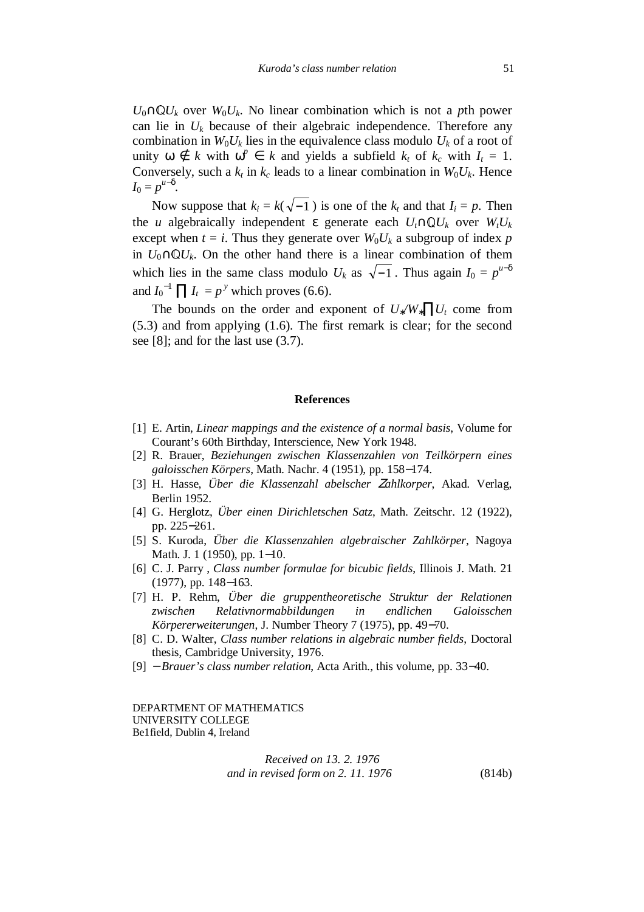$U_0 \cap \mathbb{Q}U_k$ over $W_0U_k$. No linear combination which is not a $p$th power can lie in $U_k$ because of their algebraic independence. Therefore any combination in $W_0U_k$ lies in the equivalence class modulo $U_k$ of a root of unity $\omega \notin k$ with $\omega^p \in k$ and yields a subfield $k_t$ of $k_c$ with $I_t = 1$. Conversely, such a $k_t$ in $k_c$ leads to a linear combination in $W_0U_k$. Hence $I_0 = p^{u-\delta}$.

Now suppose that $k_i = k(\sqrt{-1})$ is one of the $k_t$ and that $I_i = p$. Then the $u$ algebraically independent $\varepsilon$ generate each $U_t \cap \mathbb{Q}U_k$ over $W_tU_k$ except when $t = i$. Thus they generate over $W_0U_k$ a subgroup of index $p$ in $U_0 \cap \mathbb{Q}U_k$. On the other hand there is a linear combination of them which lies in the same class modulo $U_k$ as $\sqrt{-1}$. Thus again $I_0 = p^{u-\delta}$ and $I_0^{-1} \prod I_t = p^y$ which proves (6.6).

The bounds on the order and exponent of $U_*/W_*\prod U_t$ come from (5.3) and from applying (1.6). The first remark is clear; for the second see [8]; and for the last use (3.7).

## References

[1] E. Artin, *Linear mappings and the existence of a normal basis*, Volume for Courant's 60th Birthday, Interscience, New York 1948.

[2] R. Brauer, *Beziehungen zwischen Klassenzahlen von Teilkörpern eines galoisschen Körpers*, Math. Nachr. 4 (1951), pp. 158–174.

[3] H. Hasse, *Über die Klassenzahl abelscher Zahlkorper*, Akad. Verlag, Berlin 1952.

[4] G. Herglotz, *Über einen Dirichletschen Satz*, Math. Zeitschr. 12 (1922), pp. 225–261.

[5] S. Kuroda, *Über die Klassenzahlen algebraischer Zahlkörper*, Nagoya Math. J. 1 (1950), pp. 1–10.

[6] C. J. Parry , *Class number formulae for bicubic fields*, Illinois J. Math. 21 (1977), pp. 148–163.

[7] H. P. Rehm, *Über die gruppentheoretische Struktur der Relationen zwischen Relativnormabbildungen in endlichen Galoisschen Körpererweiterungen*, J. Number Theory 7 (1975), pp. 49–70.

[8] C. D. Walter, *Class number relations in algebraic number fields*, Doctoral thesis, Cambridge University, 1976.

[9] — *Brauer's class number relation*, Acta Arith., this volume, pp. 33–40.

DEPARTMENT OF MATHEMATICS
UNIVERSITY COLLEGE
Be1field, Dublin 4, Ireland

*Received on 13. 2. 1976*
*and in revised form on 2. 11. 1976* (814b)